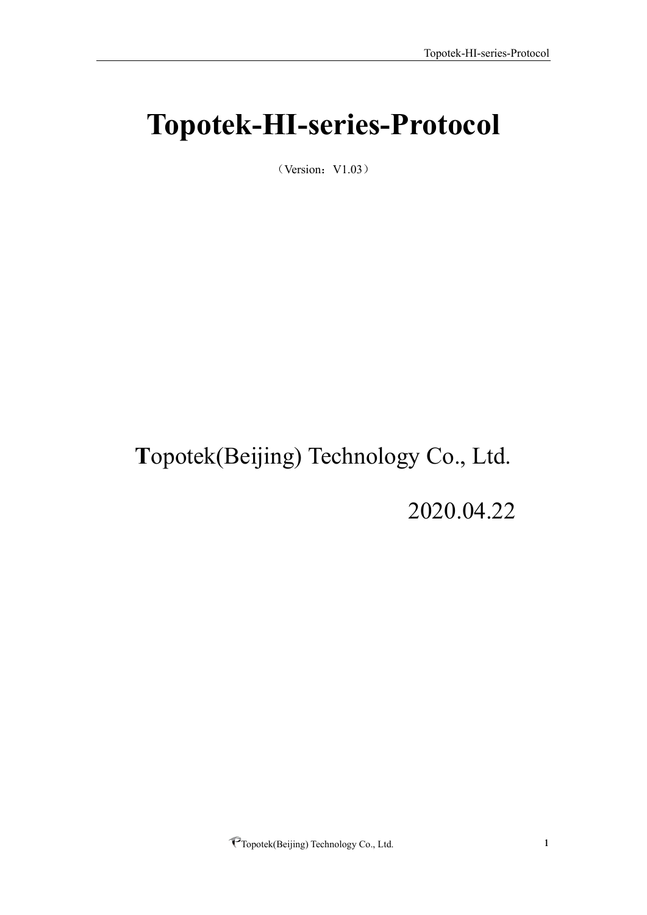# Topotek-HI-series-Protocol

（Version：V1.03）

**T**opotek(Beijing) Technology Co., Ltd.

2020.04.22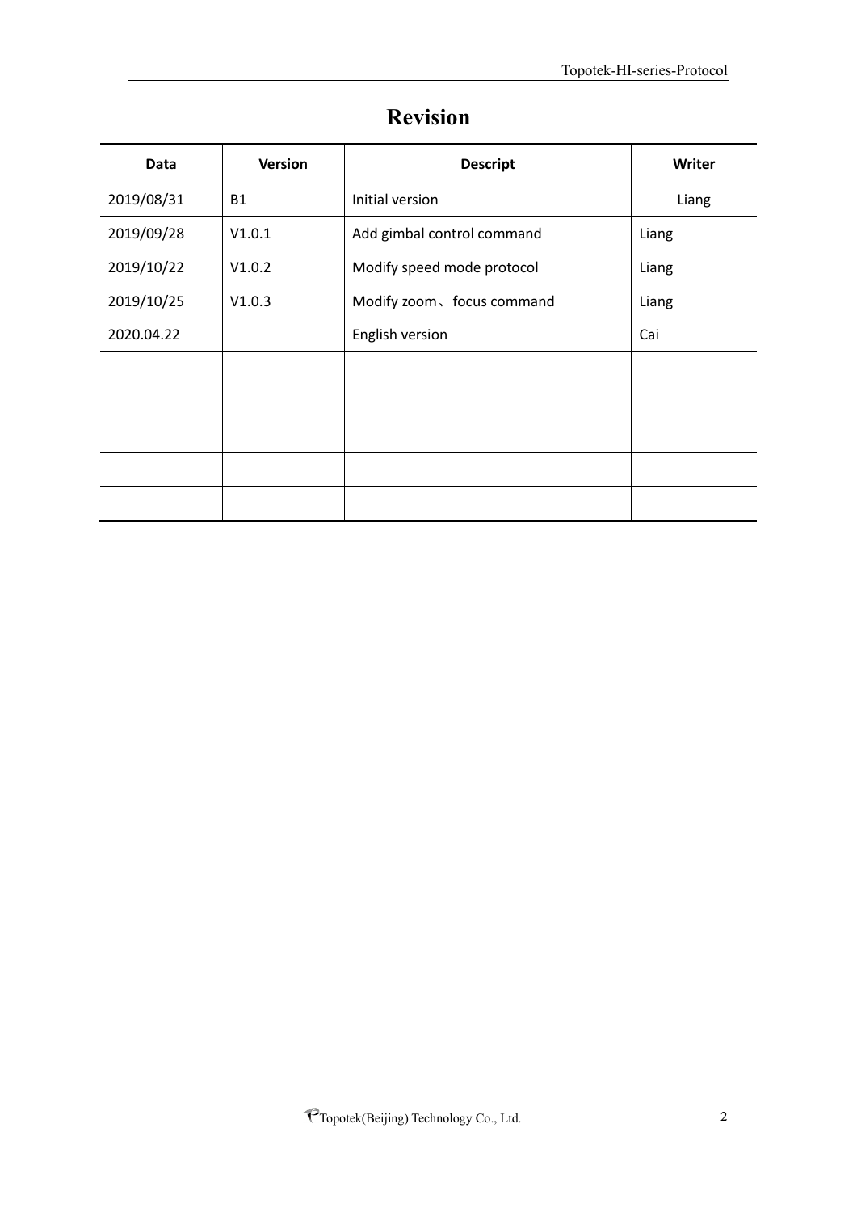# Revision

| Data | Version | Descript | Writer |
| --- | --- | --- | --- |
| 2019/08/31 | B1 | Initial version | Liang |
| 2019/09/28 | V1.0.1 | Add gimbal control command | Liang |
| 2019/10/22 | V1.0.2 | Modify speed mode protocol | Liang |
| 2019/10/25 | V1.0.3 | Modify zoom、focus command | Liang |
| 2020.04.22 | | English version | Cai |
| | | | |
| | | | |
| | | | |
| | | | |
| | | | |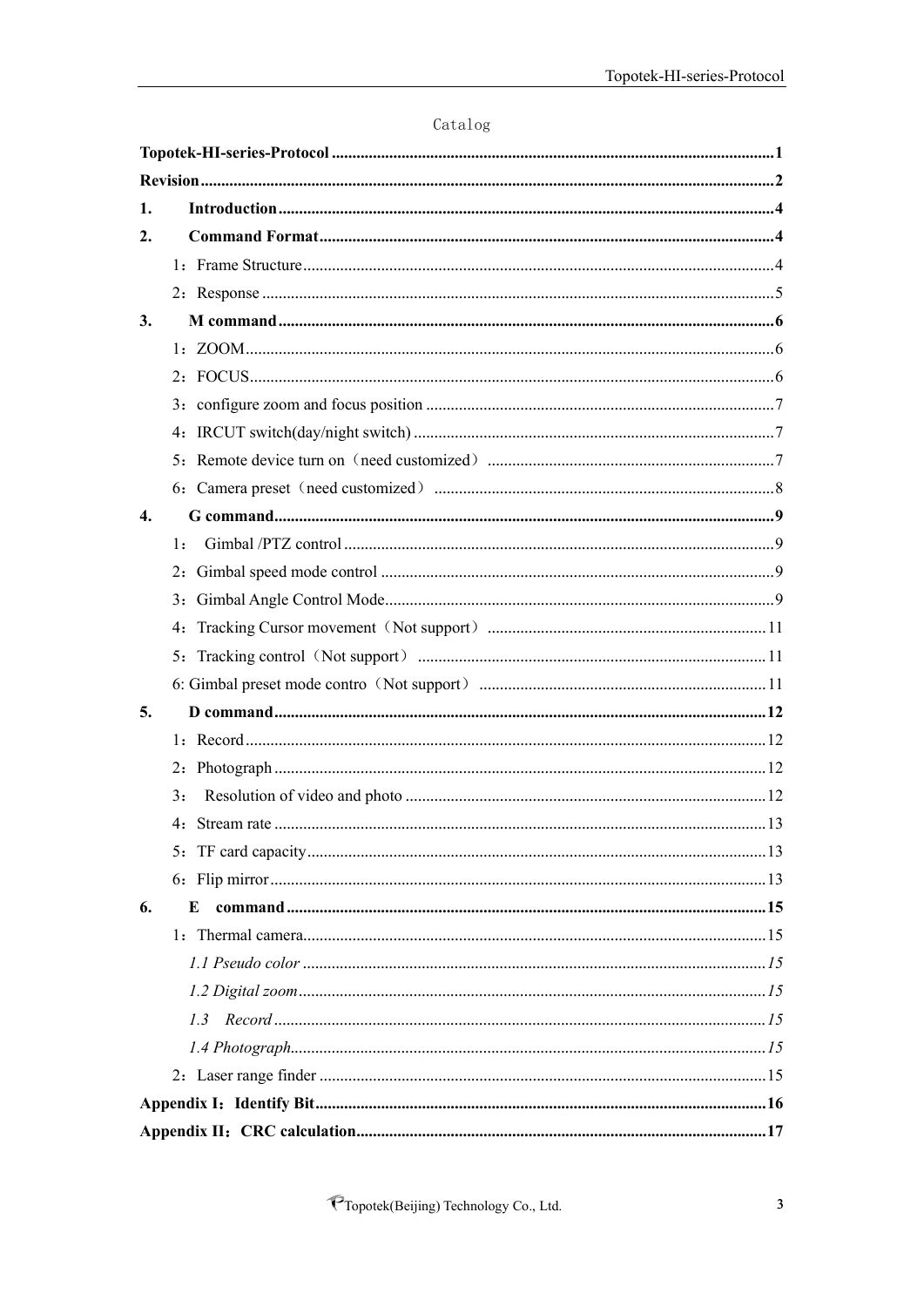Catalog

**Topotek-HI-series-Protocol** .......... **1**

**Revision** .......... **2**

**1. Introduction** .......... **4**

**2. Command Format** .......... **4**

- 1：Frame Structure .......... 4
- 2：Response .......... 5

**3. M command** .......... **6**

- 1：ZOOM .......... 6
- 2：FOCUS .......... 6
- 3：configure zoom and focus position .......... 7
- 4：IRCUT switch(day/night switch) .......... 7
- 5：Remote device turn on（need customized） .......... 7
- 6：Camera preset（need customized） .......... 8

**4. G command** .......... **9**

- 1： Gimbal /PTZ control .......... 9
- 2：Gimbal speed mode control .......... 9
- 3：Gimbal Angle Control Mode .......... 9
- 4：Tracking Cursor movement（Not support） .......... 11
- 5：Tracking control（Not support） .......... 11
- 6: Gimbal preset mode contro（Not support） .......... 11

**5. D command** .......... **12**

- 1：Record .......... 12
- 2：Photograph .......... 12
- 3： Resolution of video and photo .......... 12
- 4：Stream rate .......... 13
- 5：TF card capacity .......... 13
- 6：Flip mirror .......... 13

**6. E command** .......... **15**

- 1：Thermal camera .......... 15
  - *1.1 Pseudo color* .......... *15*
  - *1.2 Digital zoom* .......... *15*
  - *1.3 Record* .......... *15*
  - *1.4 Photograph* .......... *15*
- 2：Laser range finder .......... 15

**Appendix I：Identify Bit** .......... **16**

**Appendix II：CRC calculation** .......... **17**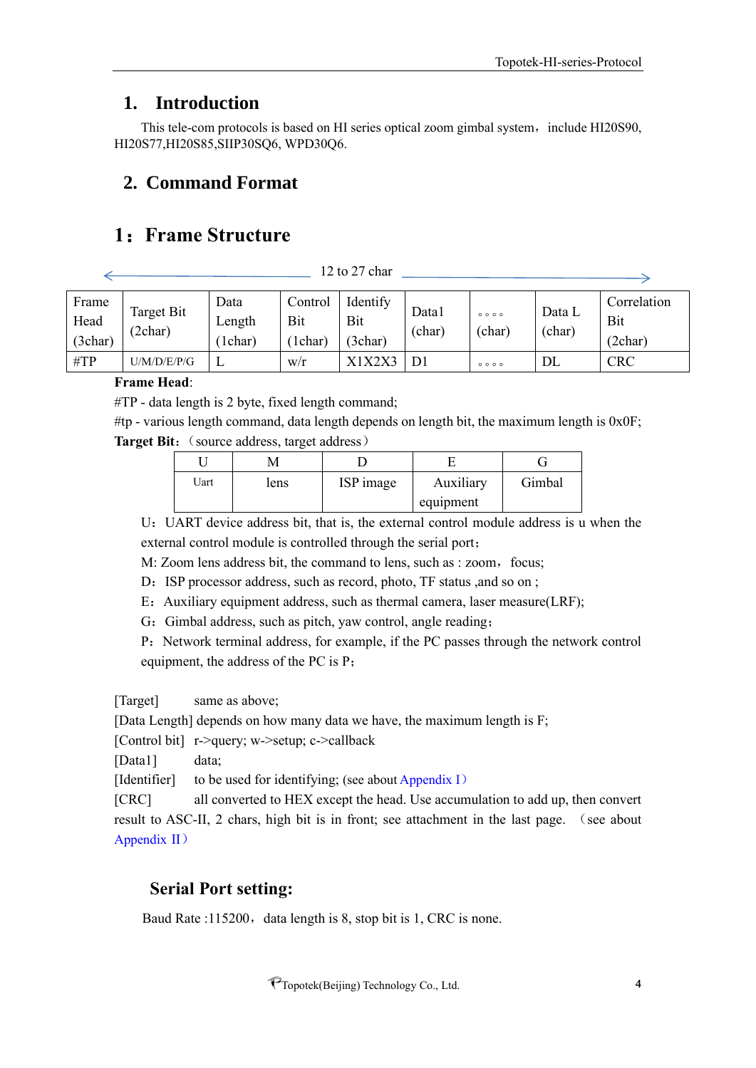# 1. Introduction

This tele-com protocols is based on HI series optical zoom gimbal system，include HI20S90, HI20S77,HI20S85,SIIP30SQ6, WPD30Q6.

# 2. Command Format

# 1：Frame Structure

12 to 27 char

| Frame Head (3char) | Target Bit (2char) | Data Length (1char) | Control Bit (1char) | Identify Bit (3char) | Data1 (char) | 。。。。 (char) | Data L (char) | Correlation Bit (2char) |
|---|---|---|---|---|---|---|---|---|
| #TP | U/M/D/E/P/G | L | w/r | X1X2X3 | D1 | 。。。。 | DL | CRC |

**Frame Head**:

#TP - data length is 2 byte, fixed length command;

#tp - various length command, data length depends on length bit, the maximum length is 0x0F;

**Target Bit**:（source address, target address）

| U | M | D | E | G |
|---|---|---|---|---|
| Uart | lens | ISP image | Auxiliary equipment | Gimbal |

U：UART device address bit, that is, the external control module address is u when the external control module is controlled through the serial port；

M: Zoom lens address bit, the command to lens, such as : zoom，focus;

D：ISP processor address, such as record, photo, TF status ,and so on ;

E：Auxiliary equipment address, such as thermal camera, laser measure(LRF);

G：Gimbal address, such as pitch, yaw control, angle reading；

P：Network terminal address, for example, if the PC passes through the network control equipment, the address of the PC is P；

[Target] same as above;

[Data Length] depends on how many data we have, the maximum length is F;

[Control bit] r->query; w->setup; c->callback

[Data1] data;

[Identifier] to be used for identifying; (see about Appendix I）

[CRC] all converted to HEX except the head. Use accumulation to add up, then convert result to ASC-II, 2 chars, high bit is in front; see attachment in the last page. （see about Appendix II）

## Serial Port setting:

Baud Rate :115200，data length is 8, stop bit is 1, CRC is none.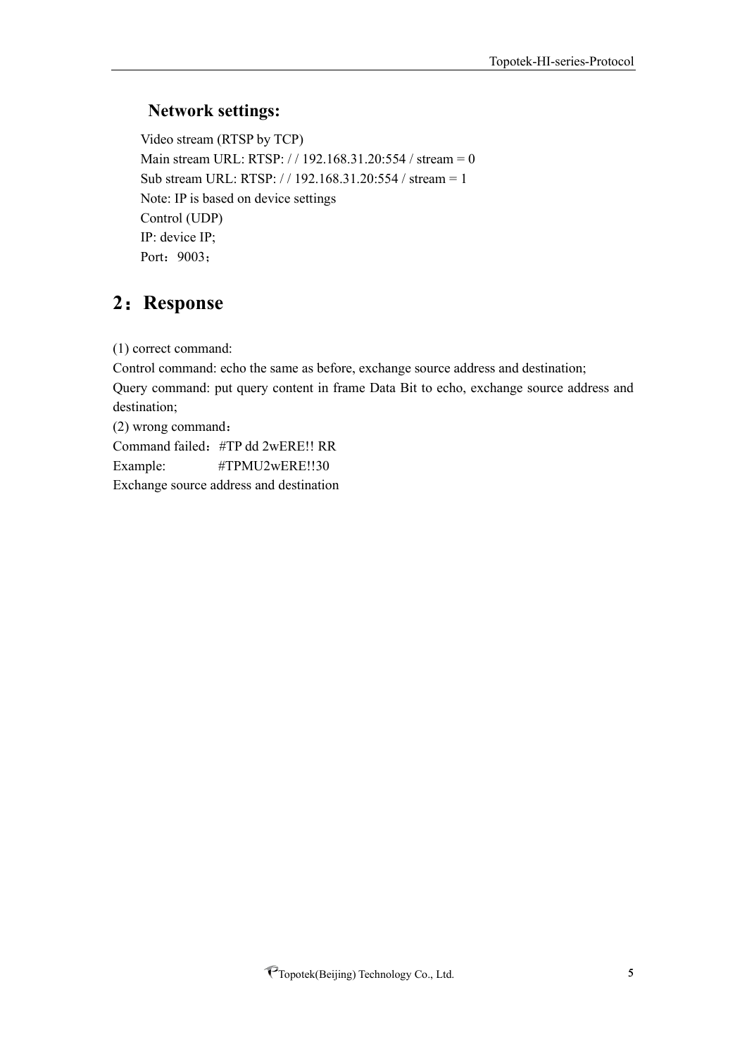### Network settings:

Video stream (RTSP by TCP)
Main stream URL: RTSP: / / 192.168.31.20:554 / stream = 0
Sub stream URL: RTSP: / / 192.168.31.20:554 / stream = 1
Note: IP is based on device settings
Control (UDP)
IP: device IP;
Port：9003；

## 2：Response

(1) correct command:
Control command: echo the same as before, exchange source address and destination;
Query command: put query content in frame Data Bit to echo, exchange source address and destination;
(2) wrong command：
Command failed：#TP dd 2wERE!! RR
Example: #TPMU2wERE!!30
Exchange source address and destination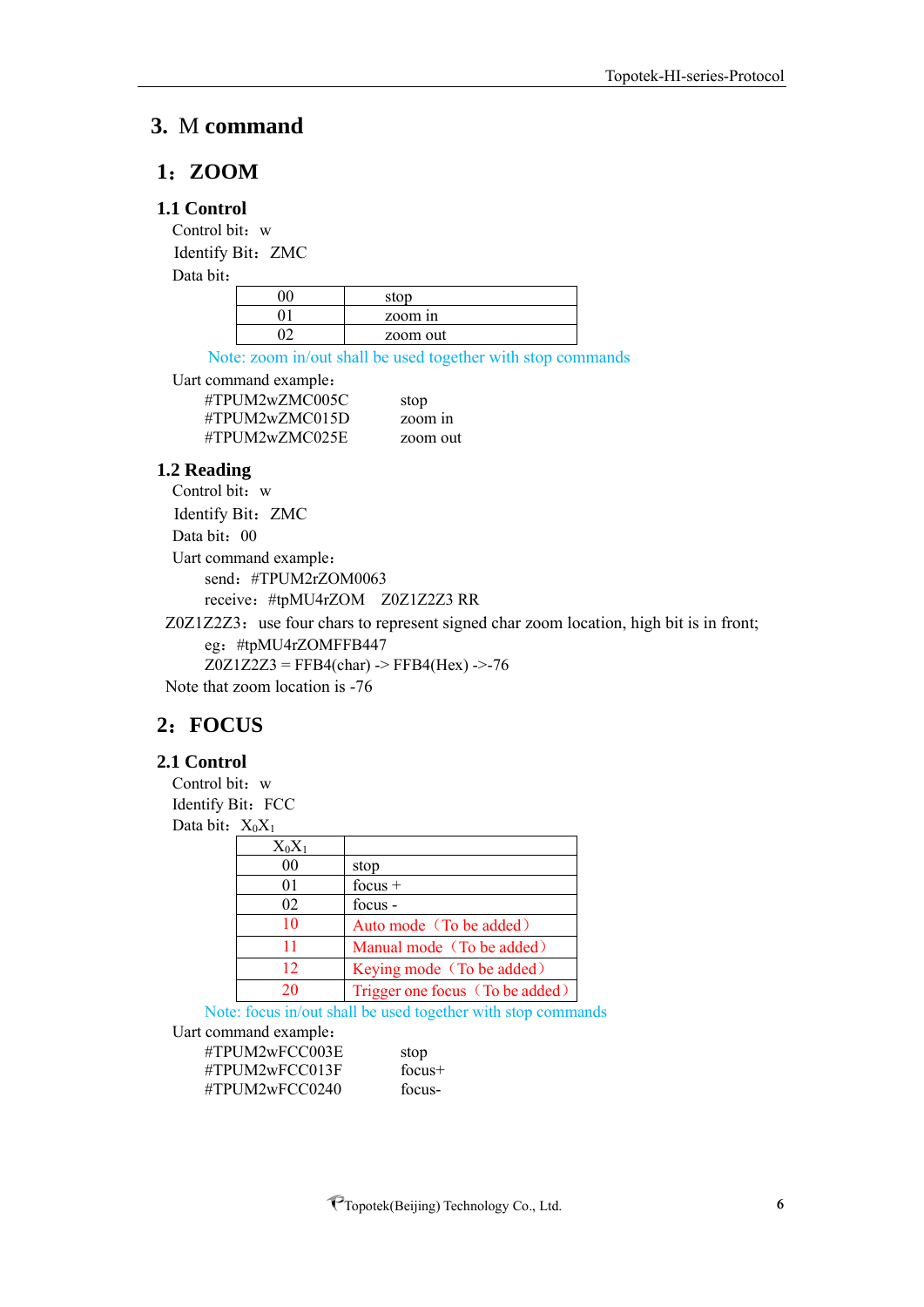# 3. M command

## 1：ZOOM

### 1.1 Control

Control bit：w

Identify Bit：ZMC

Data bit：

| 00 | stop |
|---|---|
| 01 | zoom in |
| 02 | zoom out |

Note: zoom in/out shall be used together with stop commands

Uart command example：

```
#TPUM2wZMC005C      stop
#TPUM2wZMC015D      zoom in
#TPUM2wZMC025E      zoom out
```

### 1.2 Reading

Control bit：w

Identify Bit：ZMC

Data bit：00

Uart command example：

send：#TPUM2rZOM0063

receive：#tpMU4rZOM　Z0Z1Z2Z3 RR

Z0Z1Z2Z3：use four chars to represent signed char zoom location, high bit is in front;

eg：#tpMU4rZOMFFB447

Z0Z1Z2Z3 = FFB4(char) -> FFB4(Hex) ->-76

Note that zoom location is -76

## 2：FOCUS

### 2.1 Control

Control bit：w

Identify Bit：FCC

Data bit：$X_0X_1$

| $X_0X_1$ | |
|---|---|
| 00 | stop |
| 01 | focus + |
| 02 | focus - |
| 10 | Auto mode（To be added） |
| 11 | Manual mode（To be added） |
| 12 | Keying mode（To be added） |
| 20 | Trigger one focus（To be added） |

Note: focus in/out shall be used together with stop commands

Uart command example：

```
#TPUM2wFCC003E      stop
#TPUM2wFCC013F      focus+
#TPUM2wFCC0240      focus-
```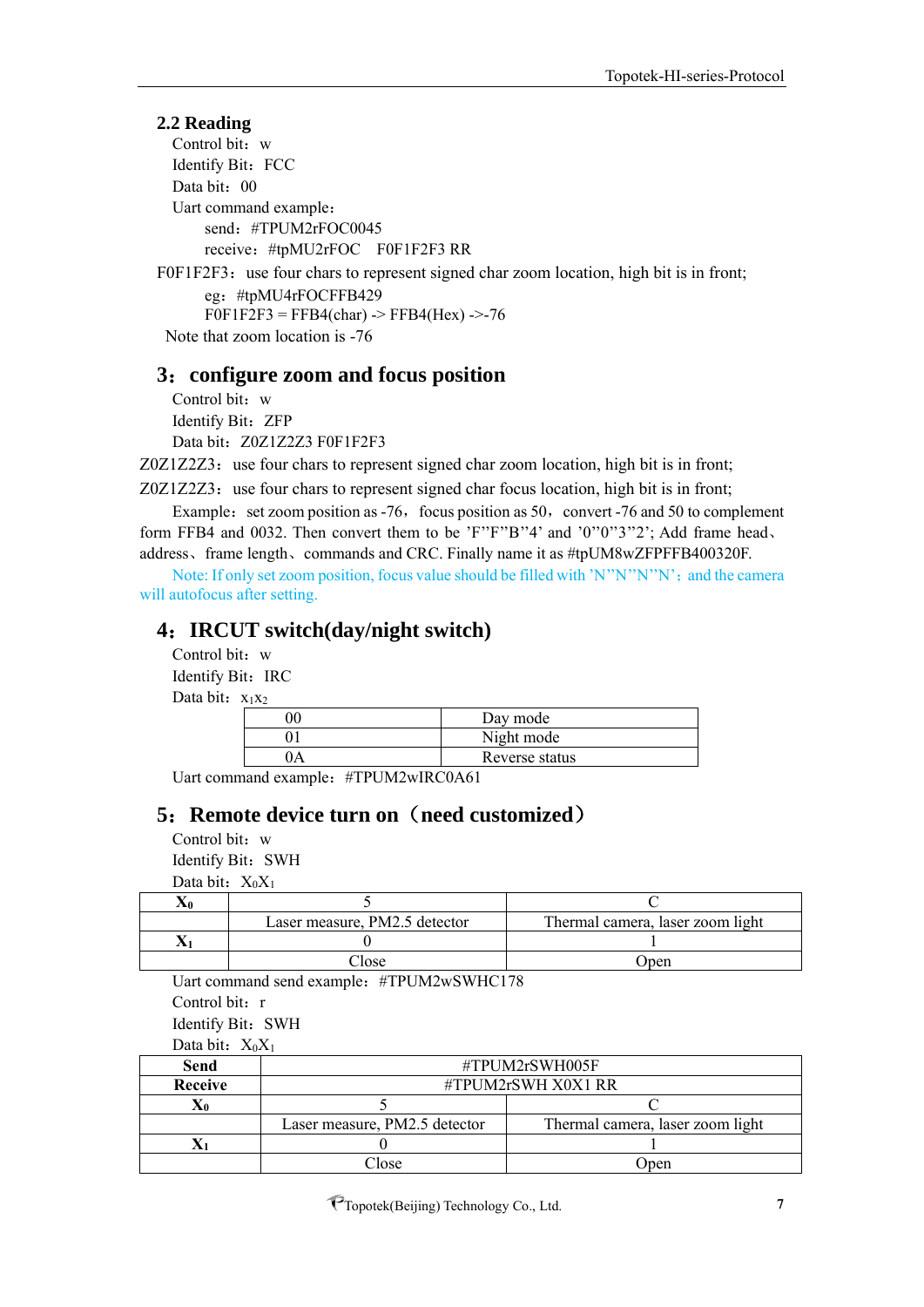### 2.2 Reading

Control bit：w

Identify Bit：FCC

Data bit：00

Uart command example：

send：#TPUM2rFOC0045

receive：#tpMU2rFOC　F0F1F2F3 RR

F0F1F2F3：use four chars to represent signed char zoom location, high bit is in front;

eg：#tpMU4rFOCFFB429

F0F1F2F3 = FFB4(char) -> FFB4(Hex) ->-76

Note that zoom location is -76

## 3：configure zoom and focus position

Control bit：w

Identify Bit：ZFP

Data bit：Z0Z1Z2Z3 F0F1F2F3

Z0Z1Z2Z3：use four chars to represent signed char zoom location, high bit is in front;

Z0Z1Z2Z3：use four chars to represent signed char focus location, high bit is in front;

Example：set zoom position as -76，focus position as 50，convert -76 and 50 to complement form FFB4 and 0032. Then convert them to be 'F''F''B''4' and '0''0''3''2'; Add frame head、address、frame length、commands and CRC. Finally name it as #tpUM8wZFPFFB400320F.

Note: If only set zoom position, focus value should be filled with 'N''N''N''N'；and the camera will autofocus after setting.

## 4：IRCUT switch(day/night switch)

Control bit：w

Identify Bit：IRC

Data bit：$x_1x_2$

| | |
|---|---|
| 00 | Day mode |
| 01 | Night mode |
| 0A | Reverse status |

Uart command example：#TPUM2wIRC0A61

## 5：Remote device turn on（need customized）

Control bit：w

Identify Bit：SWH

Data bit：$X_0X_1$

| **$X_0$** | 5 | C |
|---|---|---|
| | Laser measure, PM2.5 detector | Thermal camera, laser zoom light |
| **$X_1$** | 0 | 1 |
| | Close | Open |

Uart command send example：#TPUM2wSWHC178

Control bit：r

Identify Bit：SWH

Data bit：$X_0X_1$

| **Send** | #TPUM2rSWH005F | |
|---|---|---|
| **Receive** | #TPUM2rSWH X0X1 RR | |
| **$X_0$** | 5 | C |
| | Laser measure, PM2.5 detector | Thermal camera, laser zoom light |
| **$X_1$** | 0 | 1 |
| | Close | Open |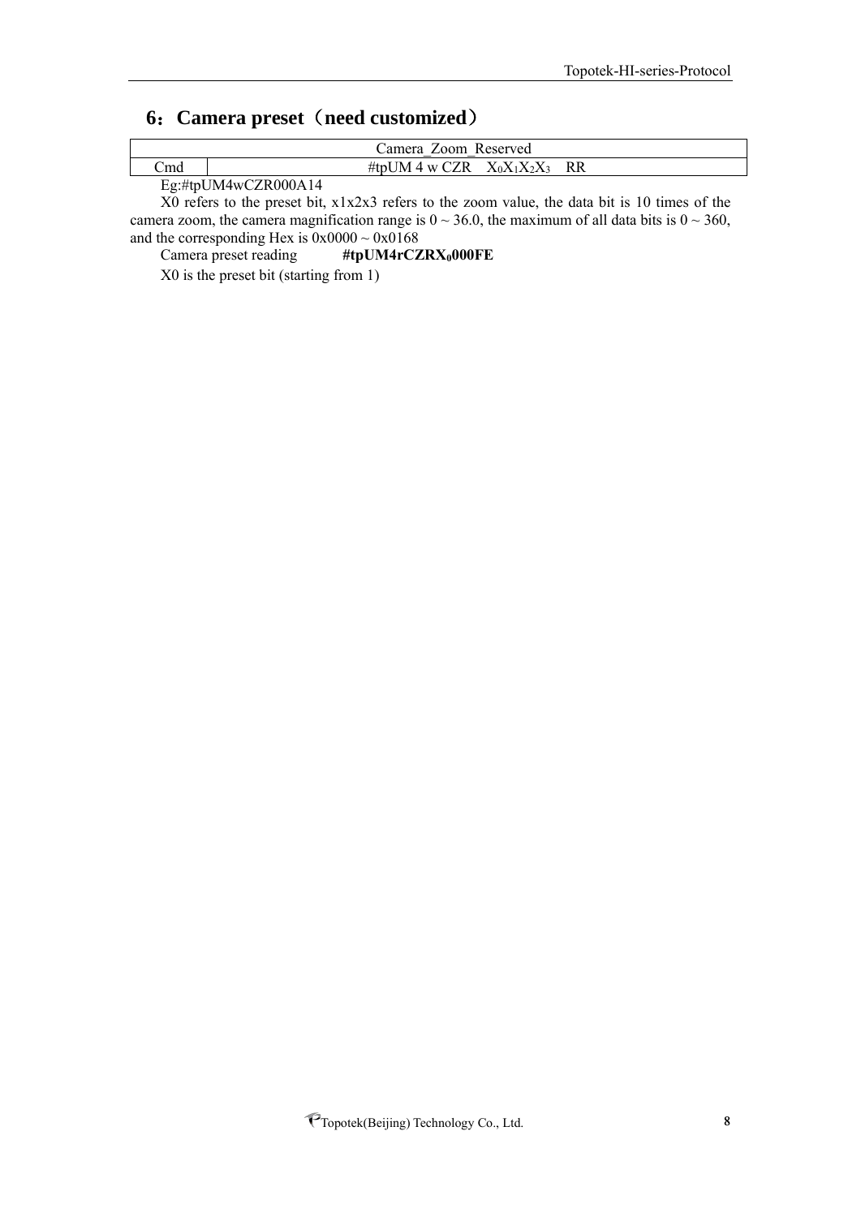## 6：Camera preset（need customized）

| Camera_Zoom_Reserved | |
|---|---|
| Cmd | #tpUM 4 w CZR $X_0X_1X_2X_3$ RR |

Eg:#tpUM4wCZR000A14

X0 refers to the preset bit, x1x2x3 refers to the zoom value, the data bit is 10 times of the camera zoom, the camera magnification range is 0 ~ 36.0, the maximum of all data bits is 0 ~ 360, and the corresponding Hex is 0x0000 ~ 0x0168

Camera preset reading **#tpUM4rCZR$X_0$000FE**

X0 is the preset bit (starting from 1)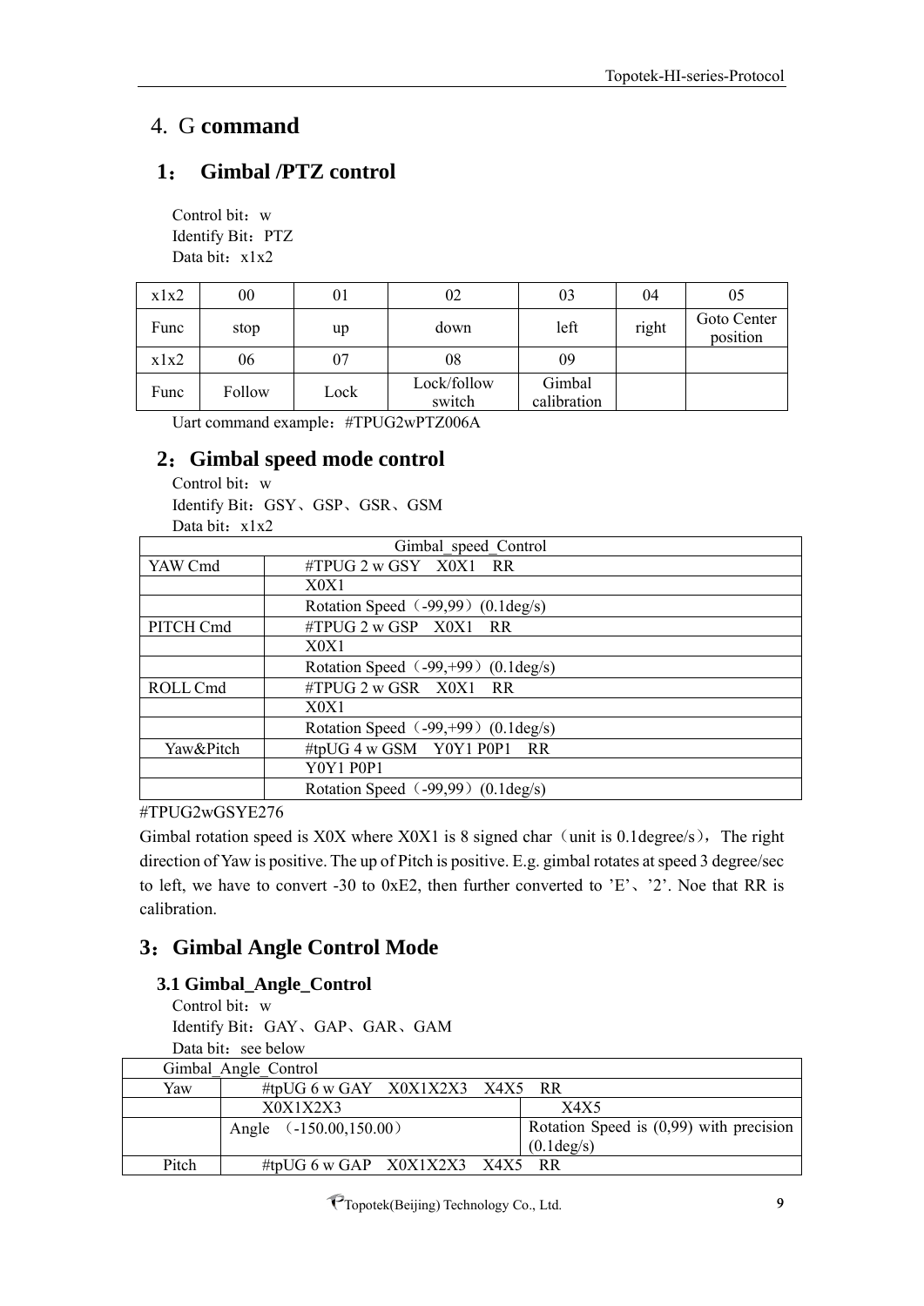# 4. G **command**

## 1： Gimbal /PTZ control

Control bit：w
Identify Bit：PTZ
Data bit：x1x2

| x1x2 | 00 | 01 | 02 | 03 | 04 | 05 |
|---|---|---|---|---|---|---|
| Func | stop | up | down | left | right | Goto Center position |
| x1x2 | 06 | 07 | 08 | 09 | | |
| Func | Follow | Lock | Lock/follow switch | Gimbal calibration | | |

Uart command example：#TPUG2wPTZ006A

## 2：Gimbal speed mode control

Control bit：w
Identify Bit：GSY、GSP、GSR、GSM
Data bit：x1x2

| Gimbal_speed_Control | |
|---|---|
| YAW Cmd | #TPUG 2 w GSY X0X1 RR |
| | X0X1 |
| | Rotation Speed（-99,99）(0.1deg/s) |
| PITCH Cmd | #TPUG 2 w GSP X0X1 RR |
| | X0X1 |
| | Rotation Speed（-99,+99）(0.1deg/s) |
| ROLL Cmd | #TPUG 2 w GSR X0X1 RR |
| | X0X1 |
| | Rotation Speed（-99,+99）(0.1deg/s) |
| Yaw&Pitch | #tpUG 4 w GSM Y0Y1 P0P1 RR |
| | Y0Y1 P0P1 |
| | Rotation Speed（-99,99）(0.1deg/s) |

#TPUG2wGSYE276

Gimbal rotation speed is X0X where X0X1 is 8 signed char（unit is 0.1degree/s），The right direction of Yaw is positive. The up of Pitch is positive. E.g. gimbal rotates at speed 3 degree/sec to left, we have to convert -30 to 0xE2, then further converted to 'E'、'2'. Noe that RR is calibration.

## 3：Gimbal Angle Control Mode

### 3.1 Gimbal_Angle_Control

Control bit：w
Identify Bit：GAY、GAP、GAR、GAM
Data bit：see below

| Gimbal_Angle_Control | | |
|---|---|---|
| Yaw | #tpUG 6 w GAY X0X1X2X3 X4X5 RR | |
| | X0X1X2X3 | X4X5 |
| | Angle （-150.00,150.00） | Rotation Speed is (0,99) with precision (0.1deg/s) |
| Pitch | #tpUG 6 w GAP X0X1X2X3 X4X5 RR | |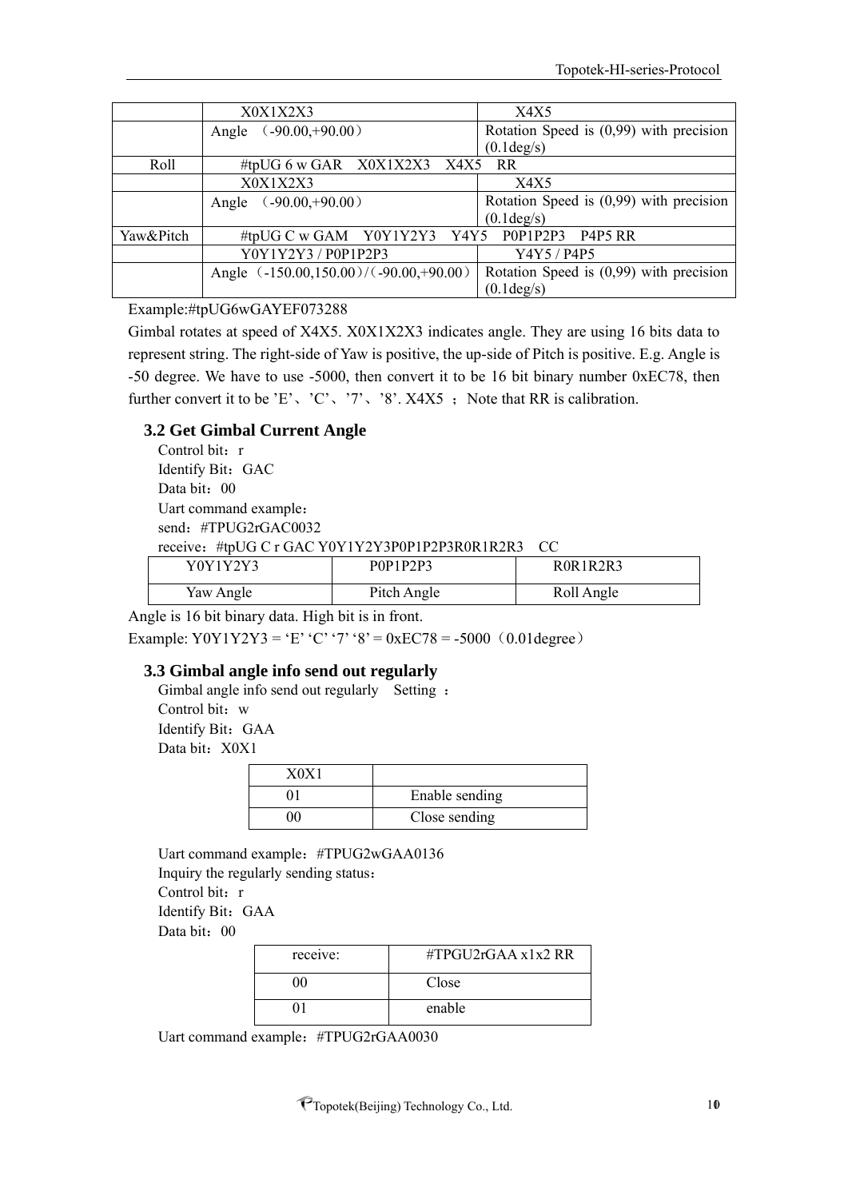| | X0X1X2X3 | X4X5 |
|---|---|---|
| | Angle （-90.00,+90.00） | Rotation Speed is (0,99) with precision (0.1deg/s) |
| Roll | #tpUG 6 w GAR X0X1X2X3 X4X5 RR | |
| | X0X1X2X3 | X4X5 |
| | Angle （-90.00,+90.00） | Rotation Speed is (0,99) with precision (0.1deg/s) |
| Yaw&Pitch | #tpUG C w GAM Y0Y1Y2Y3 Y4Y5 P0P1P2P3 P4P5 RR | |
| | Y0Y1Y2Y3 / P0P1P2P3 | Y4Y5 / P4P5 |
| | Angle（-150.00,150.00）/（-90.00,+90.00） | Rotation Speed is (0,99) with precision (0.1deg/s) |

Example:#tpUG6wGAYEF073288

Gimbal rotates at speed of X4X5. X0X1X2X3 indicates angle. They are using 16 bits data to represent string. The right-side of Yaw is positive, the up-side of Pitch is positive. E.g. Angle is -50 degree. We have to use -5000, then convert it to be 16 bit binary number 0xEC78, then further convert it to be 'E'、'C'、'7'、'8'. X4X5 ；Note that RR is calibration.

### 3.2 Get Gimbal Current Angle

Control bit：r

Identify Bit：GAC

Data bit：00

Uart command example：

send：#TPUG2rGAC0032

receive：#tpUG C r GAC Y0Y1Y2Y3P0P1P2P3R0R1R2R3 CC

| Y0Y1Y2Y3 | P0P1P2P3 | R0R1R2R3 |
|---|---|---|
| Yaw Angle | Pitch Angle | Roll Angle |

Angle is 16 bit binary data. High bit is in front.

Example: Y0Y1Y2Y3 = 'E' 'C' '7' '8' = 0xEC78 = -5000（0.01degree）

### 3.3 Gimbal angle info send out regularly

Gimbal angle info send out regularly Setting ：

Control bit：w

Identify Bit：GAA

Data bit：X0X1

| X0X1 | |
|---|---|
| 01 | Enable sending |
| 00 | Close sending |

Uart command example：#TPUG2wGAA0136

Inquiry the regularly sending status：

Control bit：r

Identify Bit：GAA

Data bit：00

| receive: | #TPGU2rGAA x1x2 RR |
|---|---|
| 00 | Close |
| 01 | enable |

Uart command example：#TPUG2rGAA0030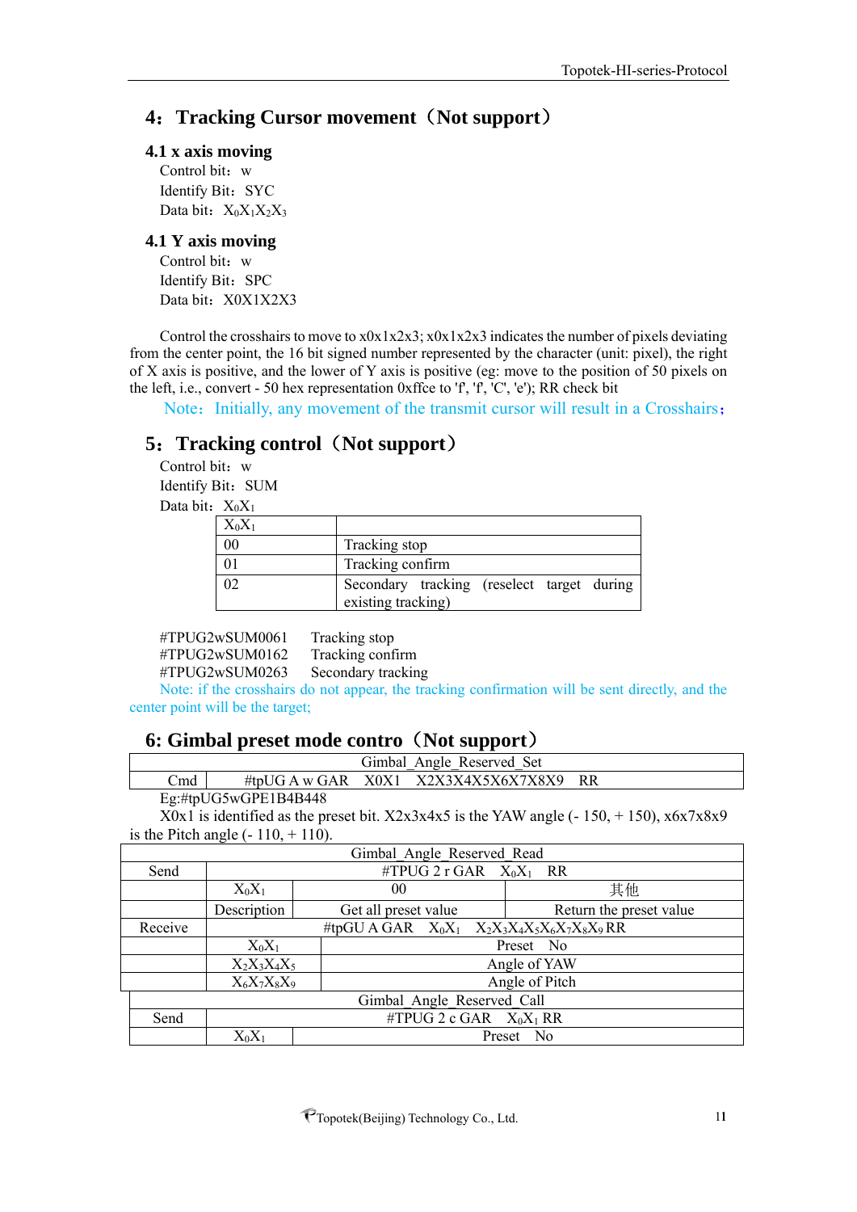## 4：Tracking Cursor movement（Not support）

### 4.1 x axis moving

Control bit：w

Identify Bit：SYC

Data bit：$X_0X_1X_2X_3$

### 4.1 Y axis moving

Control bit：w

Identify Bit：SPC

Data bit：X0X1X2X3

Control the crosshairs to move to x0x1x2x3; x0x1x2x3 indicates the number of pixels deviating from the center point, the 16 bit signed number represented by the character (unit: pixel), the right of X axis is positive, and the lower of Y axis is positive (eg: move to the position of 50 pixels on the left, i.e., convert - 50 hex representation 0xffce to 'f', 'f', 'C', 'e'); RR check bit

Note：Initially, any movement of the transmit cursor will result in a Crosshairs；

## 5：Tracking control（Not support）

Control bit：w

Identify Bit：SUM

Data bit：$X_0X_1$

| $X_0X_1$ | |
|---|---|
| 00 | Tracking stop |
| 01 | Tracking confirm |
| 02 | Secondary tracking (reselect target during existing tracking) |

#TPUG2wSUM0061 Tracking stop

#TPUG2wSUM0162 Tracking confirm

#TPUG2wSUM0263 Secondary tracking

Note: if the crosshairs do not appear, the tracking confirmation will be sent directly, and the center point will be the target;

## 6: Gimbal preset mode contro（Not support）

| Gimbal_Angle_Reserved_Set | |
|---|---|
| Cmd | #tpUG A w GAR X0X1 X2X3X4X5X6X7X8X9 RR |

Eg:#tpUG5wGPE1B4B448

X0x1 is identified as the preset bit. X2x3x4x5 is the YAW angle (- 150, + 150), x6x7x8x9 is the Pitch angle (- 110, + 110).

| Gimbal_Angle_Reserved_Read | | | |
|---|---|---|---|
| Send | #TPUG 2 r GAR $X_0X_1$ RR | | |
| | $X_0X_1$ | 00 | 其他 |
| | Description | Get all preset value | Return the preset value |
| Receive | #tpGU A GAR $X_0X_1$ $X_2X_3X_4X_5X_6X_7X_8X_9$ RR | | |
| | $X_0X_1$ | Preset No | |
| | $X_2X_3X_4X_5$ | Angle of YAW | |
| | $X_6X_7X_8X_9$ | Angle of Pitch | |

| Gimbal_Angle_Reserved_Call | | |
|---|---|---|
| Send | #TPUG 2 c GAR $X_0X_1$ RR | |
| | $X_0X_1$ | Preset No |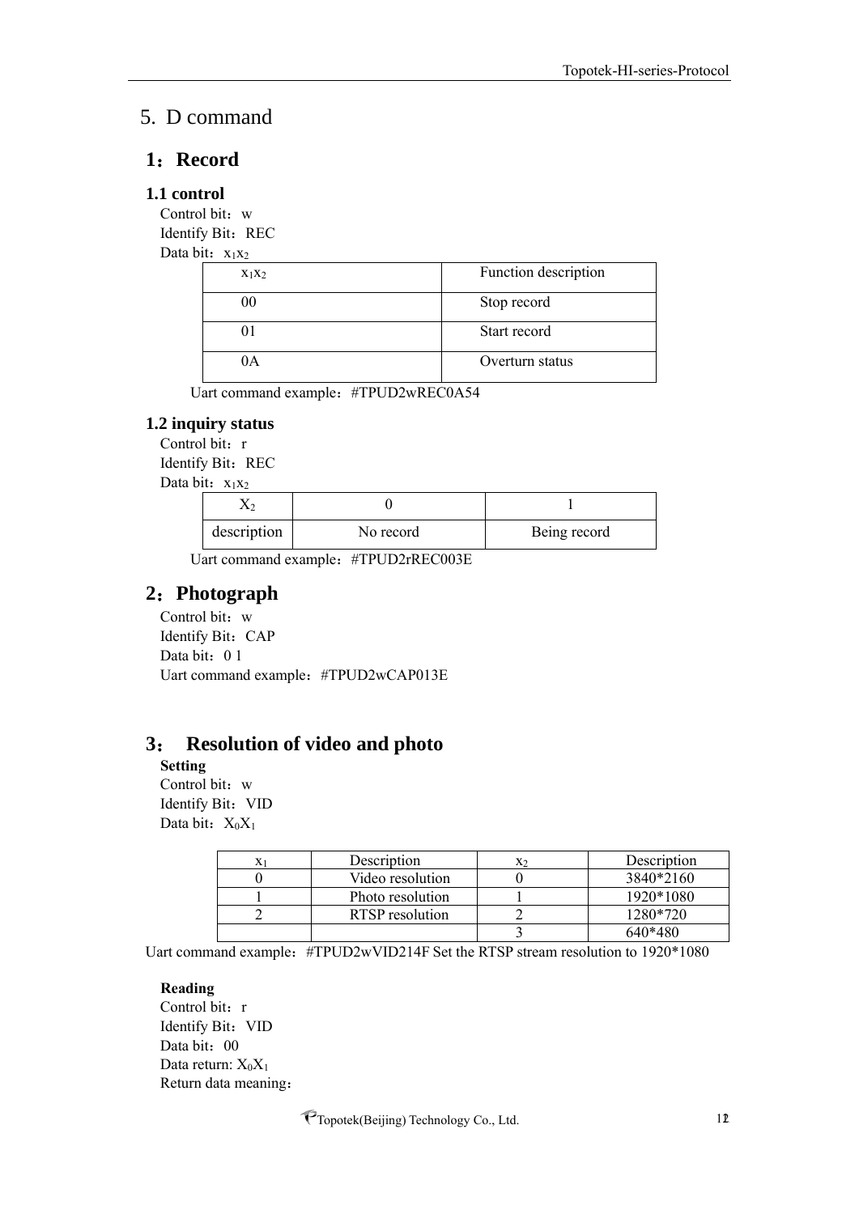# 5. D command

## 1：Record

### 1.1 control

Control bit：w

Identify Bit：REC

Data bit：$x_1x_2$

| $x_1x_2$ | Function description |
|---|---|
| 00 | Stop record |
| 01 | Start record |
| 0A | Overturn status |

Uart command example：#TPUD2wREC0A54

### 1.2 inquiry status

Control bit：r

Identify Bit：REC

Data bit：$x_1x_2$

| $X_2$ | 0 | 1 |
|---|---|---|
| description | No record | Being record |

Uart command example：#TPUD2rREC003E

## 2：Photograph

Control bit：w

Identify Bit：CAP

Data bit：0 1

Uart command example：#TPUD2wCAP013E

## 3： Resolution of video and photo

**Setting**

Control bit：w

Identify Bit：VID

Data bit：$X_0X_1$

| $x_1$ | Description | $x_2$ | Description |
|---|---|---|---|
| 0 | Video resolution | 0 | 3840*2160 |
| 1 | Photo resolution | 1 | 1920*1080 |
| 2 | RTSP resolution | 2 | 1280*720 |
| | | 3 | 640*480 |

Uart command example：#TPUD2wVID214F Set the RTSP stream resolution to 1920*1080

**Reading**

Control bit：r

Identify Bit：VID

Data bit：00

Data return: $X_0X_1$

Return data meaning：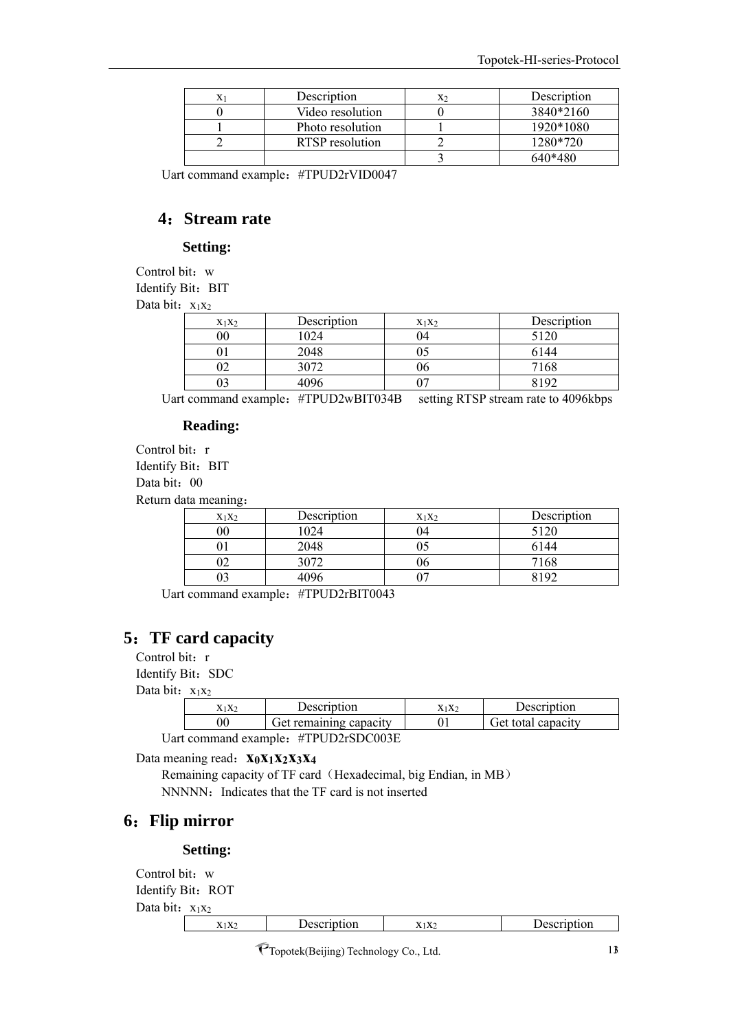| $x_1$ | Description | $x_2$ | Description |
|---|---|---|---|
| 0 | Video resolution | 0 | 3840*2160 |
| 1 | Photo resolution | 1 | 1920*1080 |
| 2 | RTSP resolution | 2 | 1280*720 |
| | | 3 | 640*480 |

Uart command example：#TPUD2rVID0047

## 4：Stream rate

### Setting:

Control bit：w

Identify Bit：BIT

Data bit：$x_1x_2$

| $x_1x_2$ | Description | $x_1x_2$ | Description |
|---|---|---|---|
| 00 | 1024 | 04 | 5120 |
| 01 | 2048 | 05 | 6144 |
| 02 | 3072 | 06 | 7168 |
| 03 | 4096 | 07 | 8192 |

Uart command example：#TPUD2wBIT034B   setting RTSP stream rate to 4096kbps

### Reading:

Control bit：r

Identify Bit：BIT

Data bit：00

Return data meaning：

| $x_1x_2$ | Description | $x_1x_2$ | Description |
|---|---|---|---|
| 00 | 1024 | 04 | 5120 |
| 01 | 2048 | 05 | 6144 |
| 02 | 3072 | 06 | 7168 |
| 03 | 4096 | 07 | 8192 |

Uart command example：#TPUD2rBIT0043

## 5：TF card capacity

Control bit：r

Identify Bit：SDC

Data bit：$x_1x_2$

| $x_1x_2$ | Description | $x_1x_2$ | Description |
|---|---|---|---|
| 00 | Get remaining capacity | 01 | Get total capacity |

Uart command example：#TPUD2rSDC003E

Data meaning read：**$x_0x_1x_2x_3x_4$**

Remaining capacity of TF card（Hexadecimal, big Endian, in MB）

NNNNN：Indicates that the TF card is not inserted

## 6：Flip mirror

### Setting:

Control bit：w

Identify Bit：ROT

Data bit：$x_1x_2$

| $x_1x_2$ | Description | $x_1x_2$ | Description |
|---|---|---|---|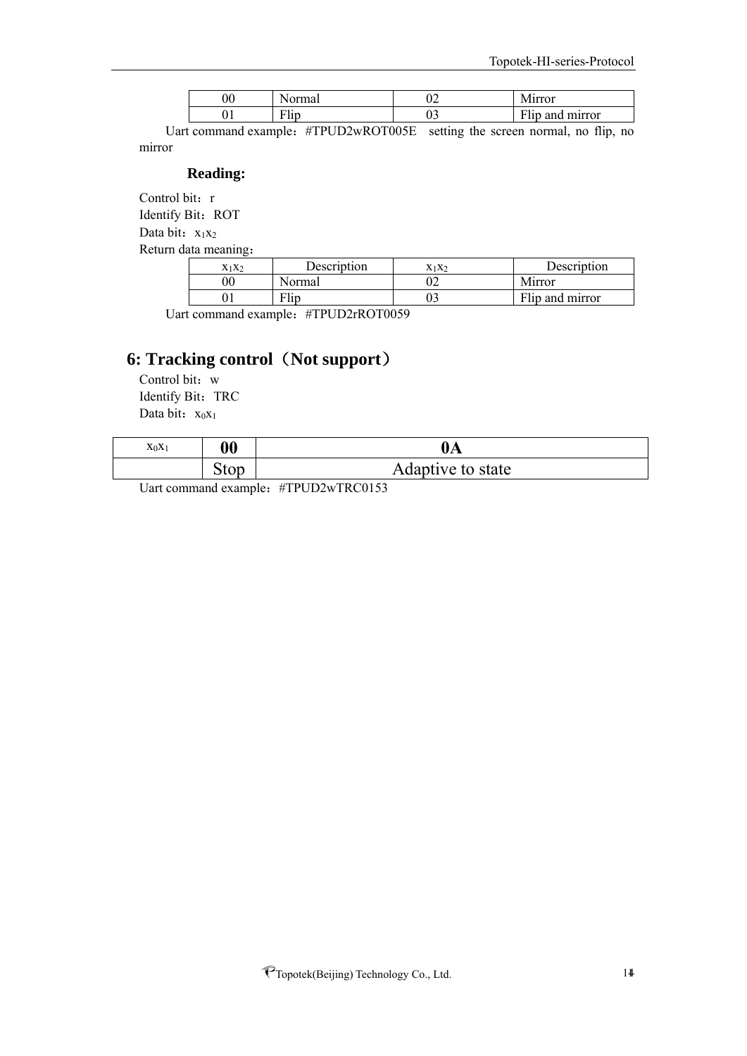| 00 | Normal | 02 | Mirror |
|---|---|---|---|
| 01 | Flip | 03 | Flip and mirror |

Uart command example：#TPUD2wROT005E   setting the screen normal, no flip, no mirror

**Reading:**

Control bit：r

Identify Bit：ROT

Data bit：$x_1x_2$

Return data meaning：

| $x_1x_2$ | Description | $x_1x_2$ | Description |
|---|---|---|---|
| 00 | Normal | 02 | Mirror |
| 01 | Flip | 03 | Flip and mirror |

Uart command example：#TPUD2rROT0059

## 6: Tracking control（Not support）

Control bit：w

Identify Bit：TRC

Data bit：$x_0x_1$

| $x_0x_1$ | **00** | **0A** |
|---|---|---|
| | Stop | Adaptive to state |

Uart command example：#TPUD2wTRC0153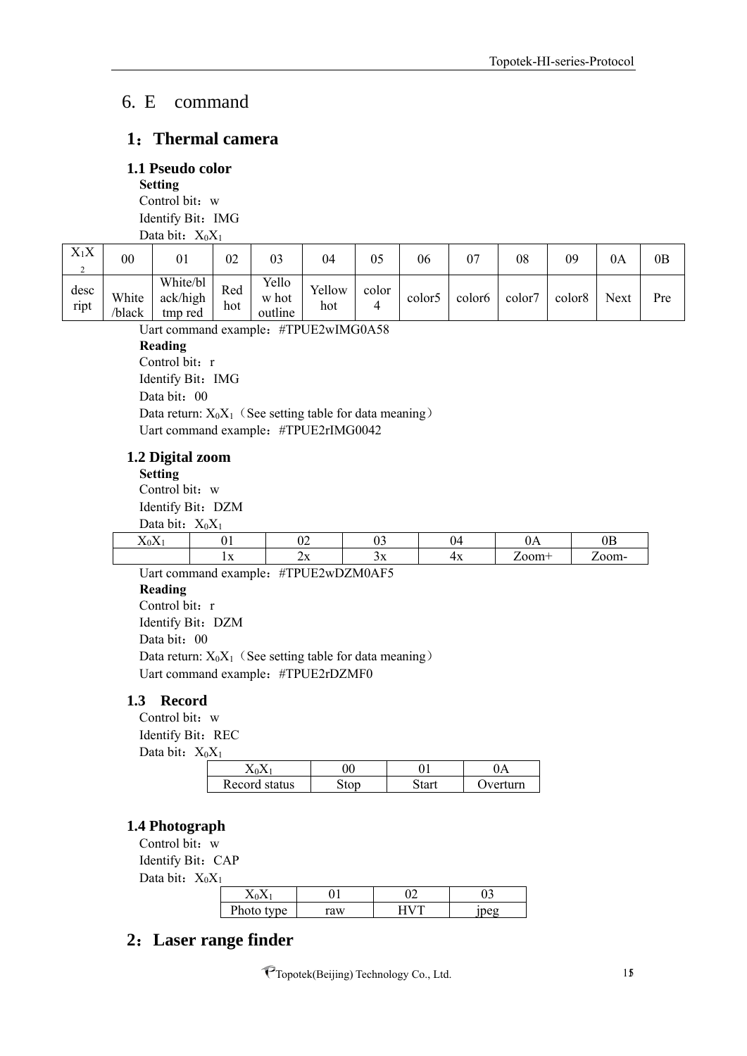## 6. E command

## 1：Thermal camera

### 1.1 Pseudo color

**Setting**

Control bit：w

Identify Bit：IMG

Data bit：$X_0X_1$

| $X_1X_2$ | 00 | 01 | 02 | 03 | 04 | 05 | 06 | 07 | 08 | 09 | 0A | 0B |
|---|---|---|---|---|---|---|---|---|---|---|---|---|
| descript | White/black | White/black/high tmp red | Red hot | Yellow hot outline | Yellow hot | color 4 | color5 | color6 | color7 | color8 | Next | Pre |

Uart command example：#TPUE2wIMG0A58

**Reading**

Control bit：r

Identify Bit：IMG

Data bit：00

Data return: $X_0X_1$（See setting table for data meaning）

Uart command example：#TPUE2rIMG0042

### 1.2 Digital zoom

**Setting**

Control bit：w

Identify Bit：DZM

Data bit：$X_0X_1$

| $X_0X_1$ | 01 | 02 | 03 | 04 | 0A | 0B |
|---|---|---|---|---|---|---|
| | 1x | 2x | 3x | 4x | Zoom+ | Zoom- |

Uart command example：#TPUE2wDZM0AF5

**Reading**

Control bit：r

Identify Bit：DZM

Data bit：00

Data return: $X_0X_1$（See setting table for data meaning）

Uart command example：#TPUE2rDZMF0

### 1.3 Record

Control bit：w

Identify Bit：REC

Data bit：$X_0X_1$

| $X_0X_1$ | 00 | 01 | 0A |
|---|---|---|---|
| Record status | Stop | Start | Overturn |

### 1.4 Photograph

Control bit：w

Identify Bit：CAP

Data bit：$X_0X_1$

| $X_0X_1$ | 01 | 02 | 03 |
|---|---|---|---|
| Photo type | raw | HVT | jpeg |

## 2：Laser range finder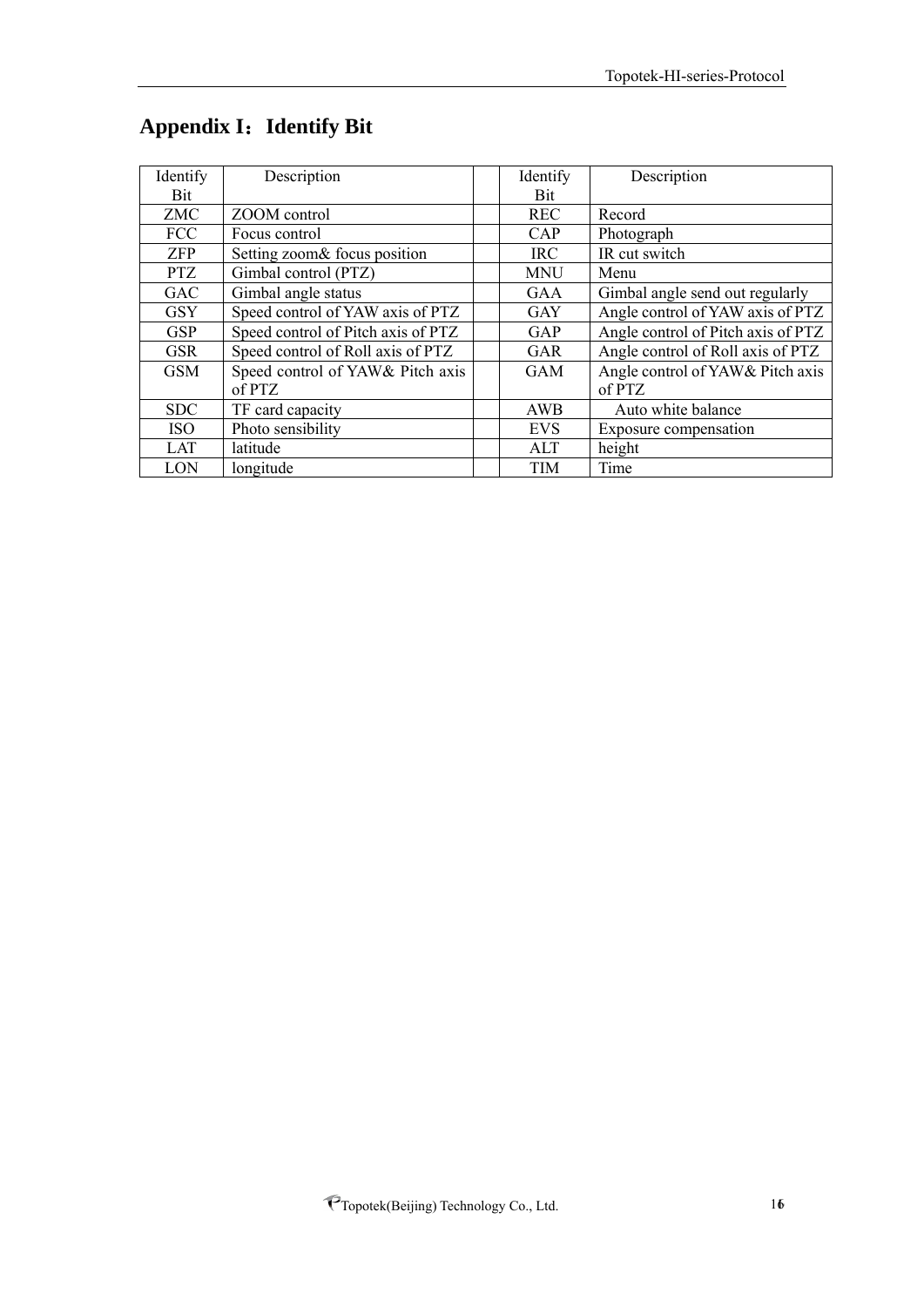# Appendix I：Identify Bit

| Identify Bit | Description | | Identify Bit | Description |
|---|---|---|---|---|
| ZMC | ZOOM control | | REC | Record |
| FCC | Focus control | | CAP | Photograph |
| ZFP | Setting zoom& focus position | | IRC | IR cut switch |
| PTZ | Gimbal control (PTZ) | | MNU | Menu |
| GAC | Gimbal angle status | | GAA | Gimbal angle send out regularly |
| GSY | Speed control of YAW axis of PTZ | | GAY | Angle control of YAW axis of PTZ |
| GSP | Speed control of Pitch axis of PTZ | | GAP | Angle control of Pitch axis of PTZ |
| GSR | Speed control of Roll axis of PTZ | | GAR | Angle control of Roll axis of PTZ |
| GSM | Speed control of YAW& Pitch axis of PTZ | | GAM | Angle control of YAW& Pitch axis of PTZ |
| SDC | TF card capacity | | AWB | Auto white balance |
| ISO | Photo sensibility | | EVS | Exposure compensation |
| LAT | latitude | | ALT | height |
| LON | longitude | | TIM | Time |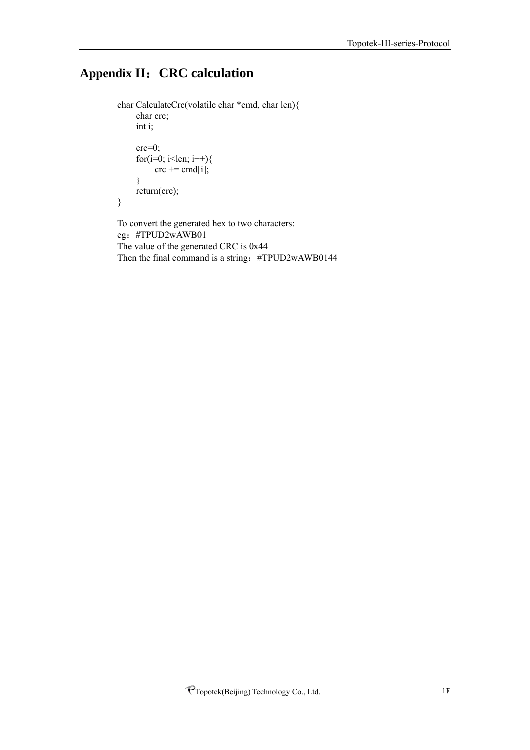# Appendix II：CRC calculation

```
char CalculateCrc(volatile char *cmd, char len){
    char crc;
    int i;

    crc=0;
    for(i=0; i<len; i++){
        crc += cmd[i];
    }
    return(crc);
}
```

To convert the generated hex to two characters:
eg：#TPUD2wAWB01
The value of the generated CRC is 0x44
Then the final command is a string：#TPUD2wAWB0144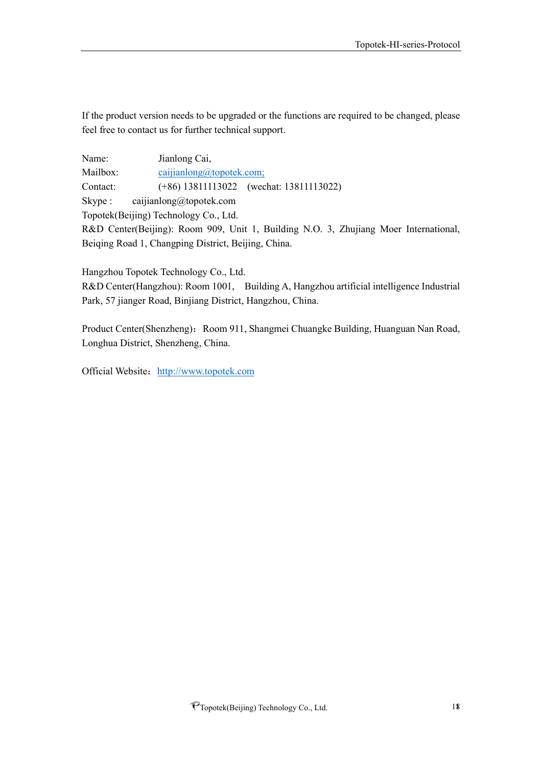If the product version needs to be upgraded or the functions are required to be changed, please feel free to contact us for further technical support.

Name: Jianlong Cai,  
Mailbox: caijianlong@topotek.com;  
Contact: (+86) 13811113022 (wechat: 13811113022)  
Skype : caijianlong@topotek.com  
Topotek(Beijing) Technology Co., Ltd.  
R&D Center(Beijing): Room 909, Unit 1, Building N.O. 3, Zhujiang Moer International, Beiqing Road 1, Changping District, Beijing, China.

Hangzhou Topotek Technology Co., Ltd.  
R&D Center(Hangzhou): Room 1001, Building A, Hangzhou artificial intelligence Industrial Park, 57 jianger Road, Binjiang District, Hangzhou, China.

Product Center(Shenzheng)：Room 911, Shangmei Chuangke Building, Huanguan Nan Road, Longhua District, Shenzheng, China.

Official Website：http://www.topotek.com